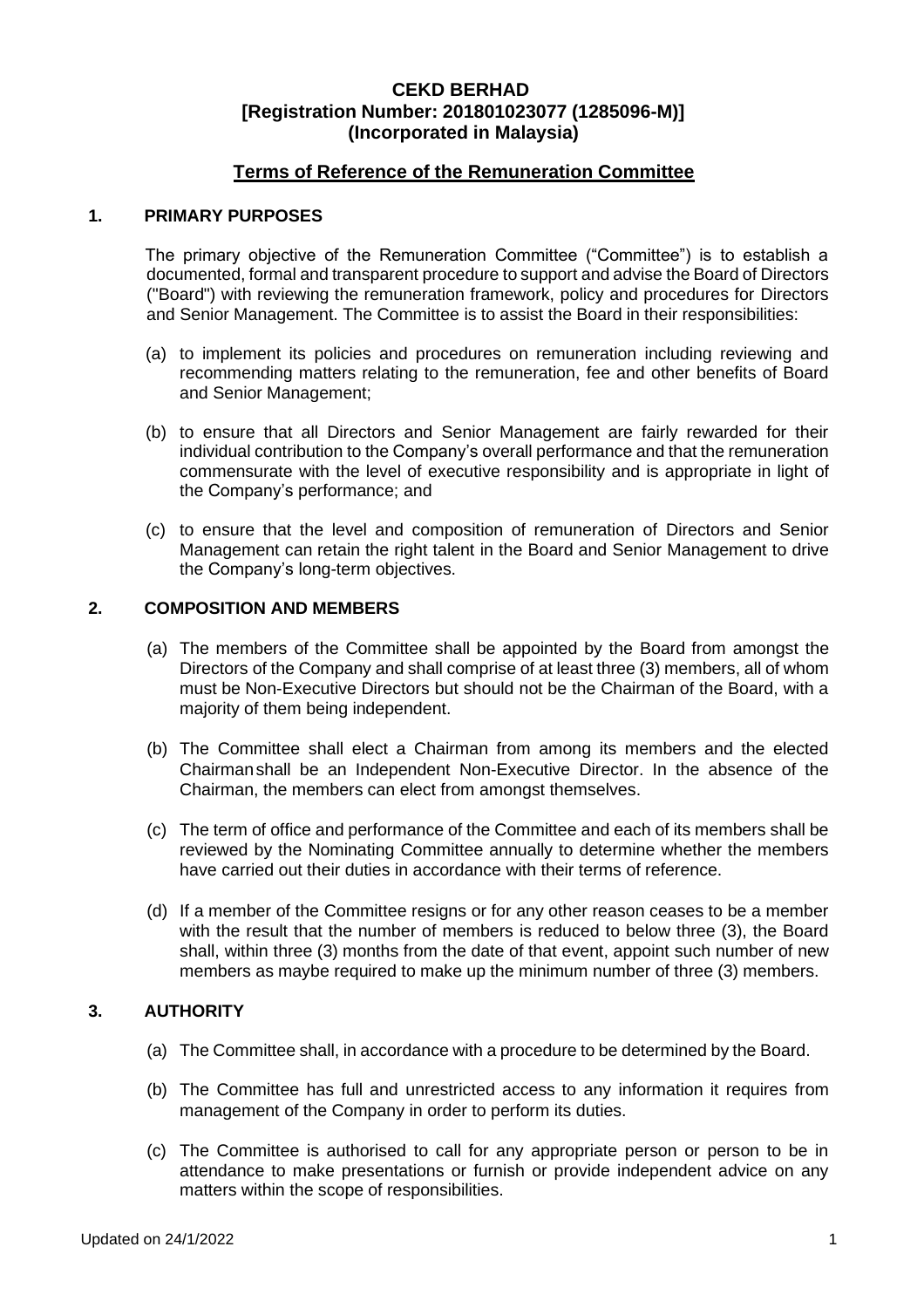**CEKD BERHAD**
**[Registration Number: 201801023077 (1285096-M)]**
**(Incorporated in Malaysia)**

## Terms of Reference of the Remuneration Committee

### 1. PRIMARY PURPOSES

The primary objective of the Remuneration Committee ("Committee") is to establish a documented, formal and transparent procedure to support and advise the Board of Directors ("Board") with reviewing the remuneration framework, policy and procedures for Directors and Senior Management. The Committee is to assist the Board in their responsibilities:

(a) to implement its policies and procedures on remuneration including reviewing and recommending matters relating to the remuneration, fee and other benefits of Board and Senior Management;

(b) to ensure that all Directors and Senior Management are fairly rewarded for their individual contribution to the Company's overall performance and that the remuneration commensurate with the level of executive responsibility and is appropriate in light of the Company's performance; and

(c) to ensure that the level and composition of remuneration of Directors and Senior Management can retain the right talent in the Board and Senior Management to drive the Company's long-term objectives.

### 2. COMPOSITION AND MEMBERS

(a) The members of the Committee shall be appointed by the Board from amongst the Directors of the Company and shall comprise of at least three (3) members, all of whom must be Non-Executive Directors but should not be the Chairman of the Board, with a majority of them being independent.

(b) The Committee shall elect a Chairman from among its members and the elected Chairmanshall be an Independent Non-Executive Director. In the absence of the Chairman, the members can elect from amongst themselves.

(c) The term of office and performance of the Committee and each of its members shall be reviewed by the Nominating Committee annually to determine whether the members have carried out their duties in accordance with their terms of reference.

(d) If a member of the Committee resigns or for any other reason ceases to be a member with the result that the number of members is reduced to below three (3), the Board shall, within three (3) months from the date of that event, appoint such number of new members as maybe required to make up the minimum number of three (3) members.

### 3. AUTHORITY

(a) The Committee shall, in accordance with a procedure to be determined by the Board.

(b) The Committee has full and unrestricted access to any information it requires from management of the Company in order to perform its duties.

(c) The Committee is authorised to call for any appropriate person or person to be in attendance to make presentations or furnish or provide independent advice on any matters within the scope of responsibilities.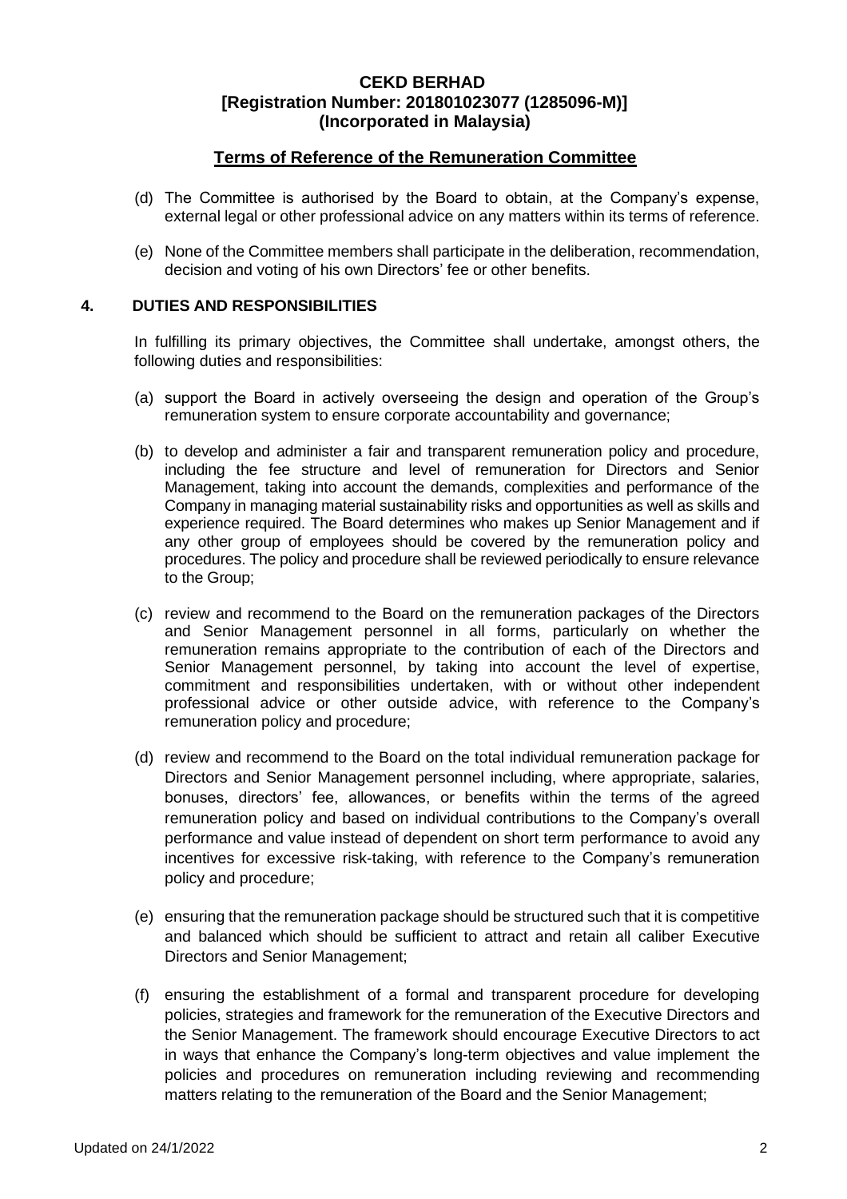(d) The Committee is authorised by the Board to obtain, at the Company's expense, external legal or other professional advice on any matters within its terms of reference.

(e) None of the Committee members shall participate in the deliberation, recommendation, decision and voting of his own Directors' fee or other benefits.

## 4. DUTIES AND RESPONSIBILITIES

In fulfilling its primary objectives, the Committee shall undertake, amongst others, the following duties and responsibilities:

(a) support the Board in actively overseeing the design and operation of the Group's remuneration system to ensure corporate accountability and governance;

(b) to develop and administer a fair and transparent remuneration policy and procedure, including the fee structure and level of remuneration for Directors and Senior Management, taking into account the demands, complexities and performance of the Company in managing material sustainability risks and opportunities as well as skills and experience required. The Board determines who makes up Senior Management and if any other group of employees should be covered by the remuneration policy and procedures. The policy and procedure shall be reviewed periodically to ensure relevance to the Group;

(c) review and recommend to the Board on the remuneration packages of the Directors and Senior Management personnel in all forms, particularly on whether the remuneration remains appropriate to the contribution of each of the Directors and Senior Management personnel, by taking into account the level of expertise, commitment and responsibilities undertaken, with or without other independent professional advice or other outside advice, with reference to the Company's remuneration policy and procedure;

(d) review and recommend to the Board on the total individual remuneration package for Directors and Senior Management personnel including, where appropriate, salaries, bonuses, directors' fee, allowances, or benefits within the terms of the agreed remuneration policy and based on individual contributions to the Company's overall performance and value instead of dependent on short term performance to avoid any incentives for excessive risk-taking, with reference to the Company's remuneration policy and procedure;

(e) ensuring that the remuneration package should be structured such that it is competitive and balanced which should be sufficient to attract and retain all caliber Executive Directors and Senior Management;

(f) ensuring the establishment of a formal and transparent procedure for developing policies, strategies and framework for the remuneration of the Executive Directors and the Senior Management. The framework should encourage Executive Directors to act in ways that enhance the Company's long-term objectives and value implement the policies and procedures on remuneration including reviewing and recommending matters relating to the remuneration of the Board and the Senior Management;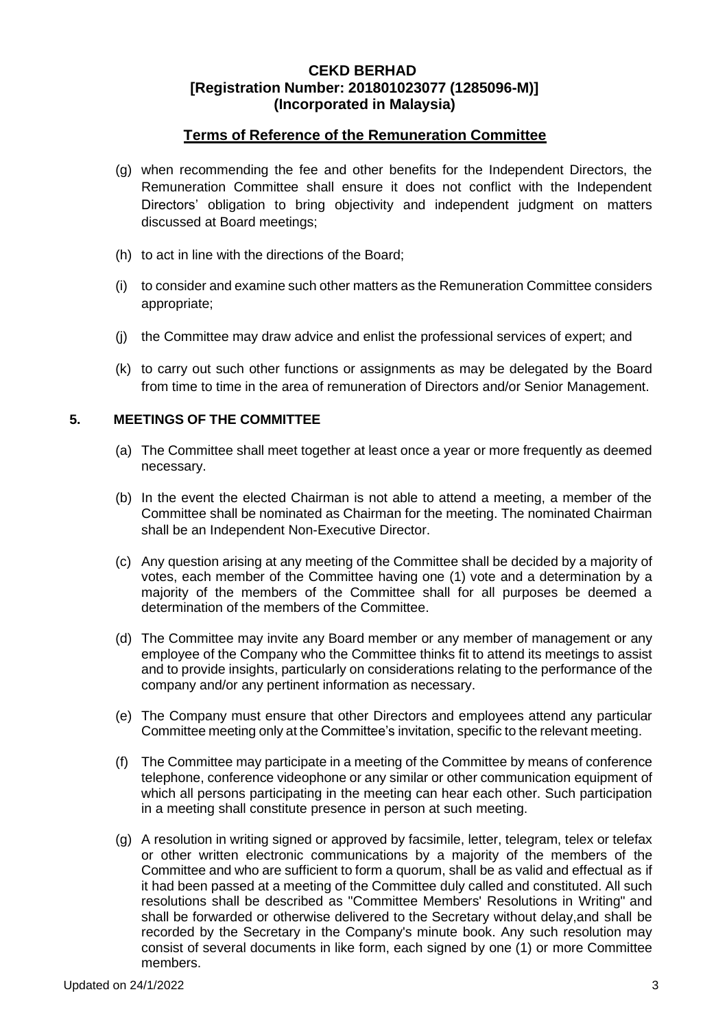(g) when recommending the fee and other benefits for the Independent Directors, the Remuneration Committee shall ensure it does not conflict with the Independent Directors' obligation to bring objectivity and independent judgment on matters discussed at Board meetings;

(h) to act in line with the directions of the Board;

(i) to consider and examine such other matters as the Remuneration Committee considers appropriate;

(j) the Committee may draw advice and enlist the professional services of expert; and

(k) to carry out such other functions or assignments as may be delegated by the Board from time to time in the area of remuneration of Directors and/or Senior Management.

## 5. MEETINGS OF THE COMMITTEE

(a) The Committee shall meet together at least once a year or more frequently as deemed necessary.

(b) In the event the elected Chairman is not able to attend a meeting, a member of the Committee shall be nominated as Chairman for the meeting. The nominated Chairman shall be an Independent Non-Executive Director.

(c) Any question arising at any meeting of the Committee shall be decided by a majority of votes, each member of the Committee having one (1) vote and a determination by a majority of the members of the Committee shall for all purposes be deemed a determination of the members of the Committee.

(d) The Committee may invite any Board member or any member of management or any employee of the Company who the Committee thinks fit to attend its meetings to assist and to provide insights, particularly on considerations relating to the performance of the company and/or any pertinent information as necessary.

(e) The Company must ensure that other Directors and employees attend any particular Committee meeting only at the Committee's invitation, specific to the relevant meeting.

(f) The Committee may participate in a meeting of the Committee by means of conference telephone, conference videophone or any similar or other communication equipment of which all persons participating in the meeting can hear each other. Such participation in a meeting shall constitute presence in person at such meeting.

(g) A resolution in writing signed or approved by facsimile, letter, telegram, telex or telefax or other written electronic communications by a majority of the members of the Committee and who are sufficient to form a quorum, shall be as valid and effectual as if it had been passed at a meeting of the Committee duly called and constituted. All such resolutions shall be described as "Committee Members' Resolutions in Writing" and shall be forwarded or otherwise delivered to the Secretary without delay,and shall be recorded by the Secretary in the Company's minute book. Any such resolution may consist of several documents in like form, each signed by one (1) or more Committee members.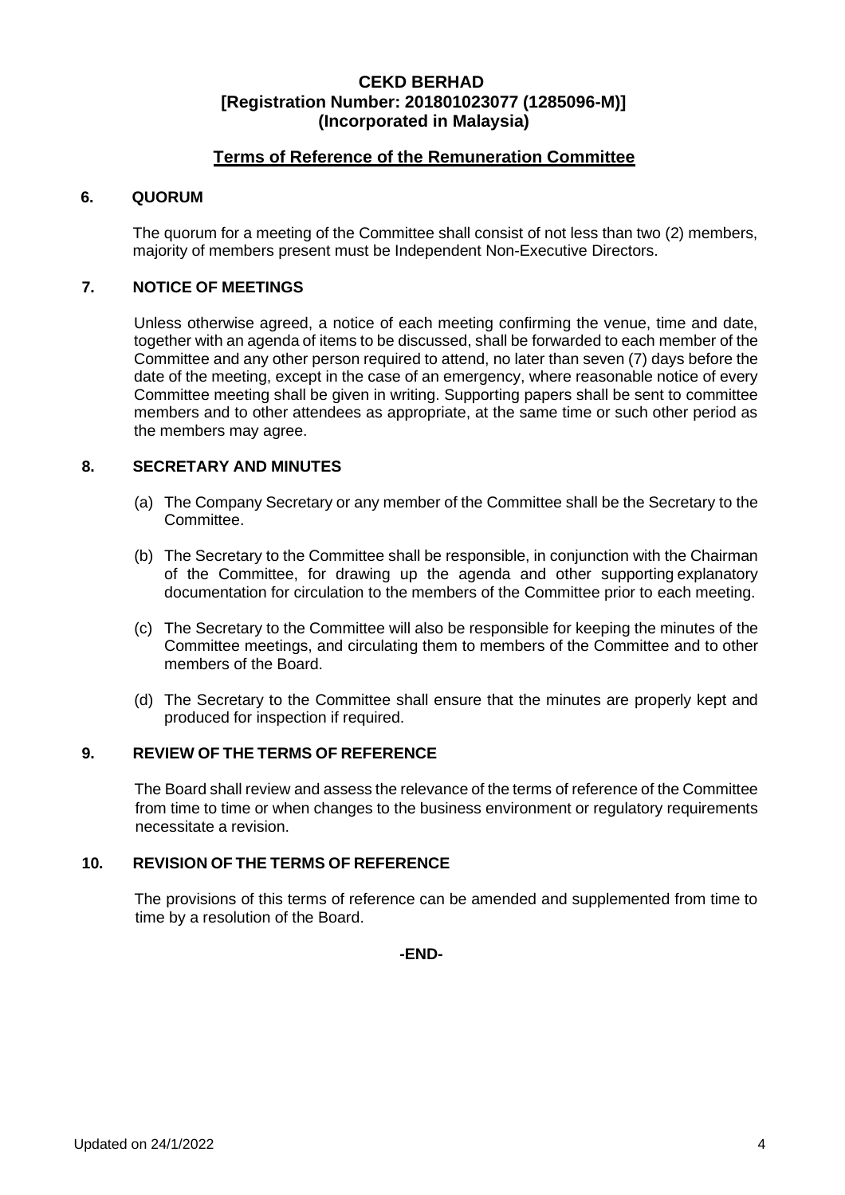**CEKD BERHAD**
**[Registration Number: 201801023077 (1285096-M)]**
**(Incorporated in Malaysia)**

## Terms of Reference of the Remuneration Committee

### 6. QUORUM

The quorum for a meeting of the Committee shall consist of not less than two (2) members, majority of members present must be Independent Non-Executive Directors.

### 7. NOTICE OF MEETINGS

Unless otherwise agreed, a notice of each meeting confirming the venue, time and date, together with an agenda of items to be discussed, shall be forwarded to each member of the Committee and any other person required to attend, no later than seven (7) days before the date of the meeting, except in the case of an emergency, where reasonable notice of every Committee meeting shall be given in writing. Supporting papers shall be sent to committee members and to other attendees as appropriate, at the same time or such other period as the members may agree.

### 8. SECRETARY AND MINUTES

(a) The Company Secretary or any member of the Committee shall be the Secretary to the Committee.

(b) The Secretary to the Committee shall be responsible, in conjunction with the Chairman of the Committee, for drawing up the agenda and other supporting explanatory documentation for circulation to the members of the Committee prior to each meeting.

(c) The Secretary to the Committee will also be responsible for keeping the minutes of the Committee meetings, and circulating them to members of the Committee and to other members of the Board.

(d) The Secretary to the Committee shall ensure that the minutes are properly kept and produced for inspection if required.

### 9. REVIEW OF THE TERMS OF REFERENCE

The Board shall review and assess the relevance of the terms of reference of the Committee from time to time or when changes to the business environment or regulatory requirements necessitate a revision.

### 10. REVISION OF THE TERMS OF REFERENCE

The provisions of this terms of reference can be amended and supplemented from time to time by a resolution of the Board.

**-END-**

Updated on 24/1/2022